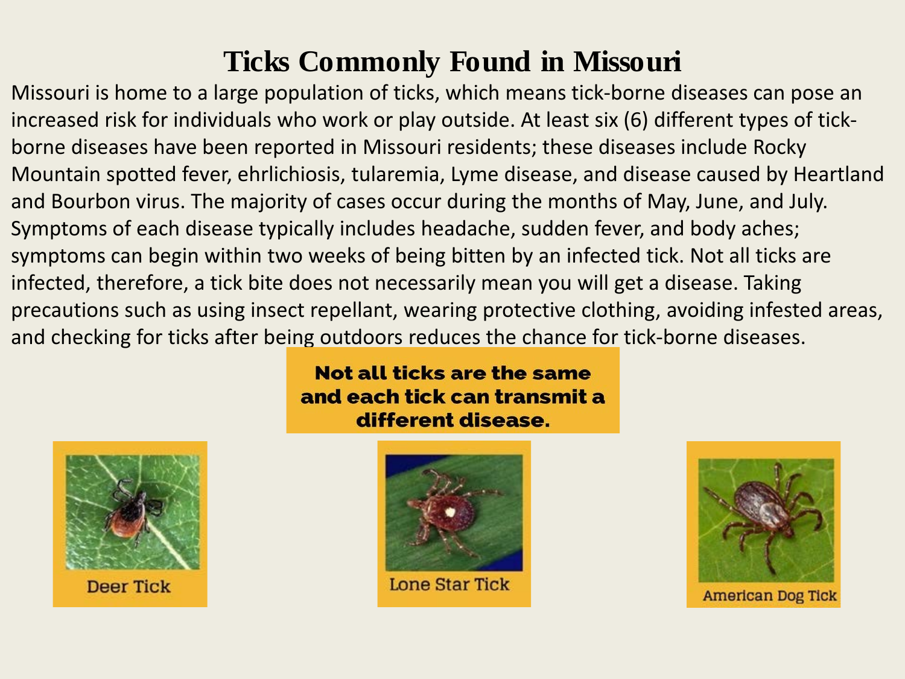# Ticks Commonly Found in Missouri

Missouri is home to a large population of ticks, which means tick-borne diseases can pose an increased risk for individuals who work or play outside. At least six (6) different types of tick-borne diseases have been reported in Missouri residents; these diseases include Rocky Mountain spotted fever, ehrlichiosis, tularemia, Lyme disease, and disease caused by Heartland and Bourbon virus. The majority of cases occur during the months of May, June, and July. Symptoms of each disease typically includes headache, sudden fever, and body aches; symptoms can begin within two weeks of being bitten by an infected tick. Not all ticks are infected, therefore, a tick bite does not necessarily mean you will get a disease. Taking precautions such as using insect repellant, wearing protective clothing, avoiding infested areas, and checking for ticks after being outdoors reduces the chance for tick-borne diseases.

**Not all ticks are the same and each tick can transmit a different disease.**

Deer Tick

Lone Star Tick

American Dog Tick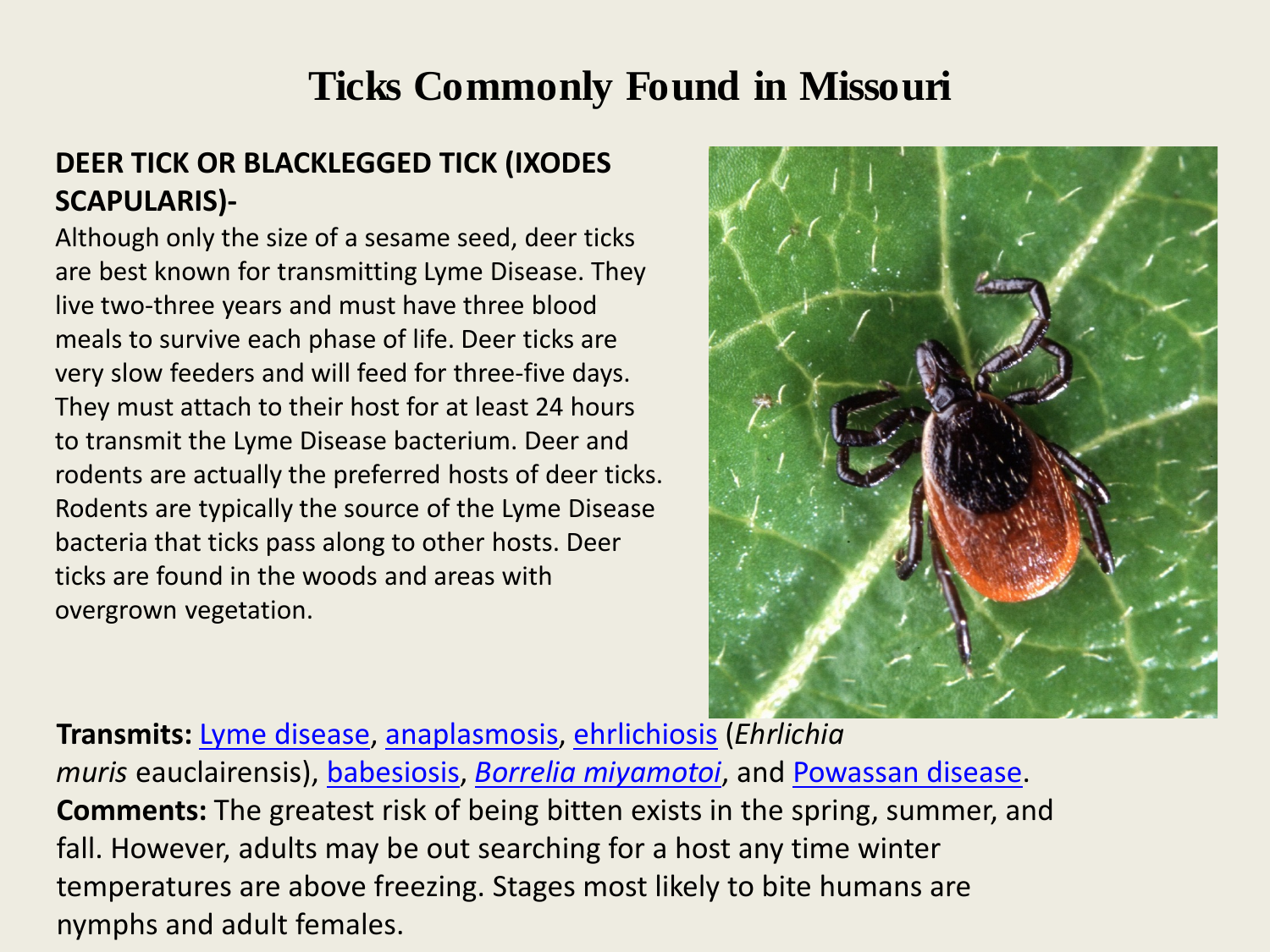# Ticks Commonly Found in Missouri

**DEER TICK OR BLACKLEGGED TICK (IXODES SCAPULARIS)-**

Although only the size of a sesame seed, deer ticks are best known for transmitting Lyme Disease. They live two-three years and must have three blood meals to survive each phase of life. Deer ticks are very slow feeders and will feed for three-five days. They must attach to their host for at least 24 hours to transmit the Lyme Disease bacterium. Deer and rodents are actually the preferred hosts of deer ticks. Rodents are typically the source of the Lyme Disease bacteria that ticks pass along to other hosts. Deer ticks are found in the woods and areas with overgrown vegetation.

**Transmits:** Lyme disease, anaplasmosis, ehrlichiosis (*Ehrlichia muris* eauclairensis), babesiosis, *Borrelia miyamotoi*, and Powassan disease.

**Comments:** The greatest risk of being bitten exists in the spring, summer, and fall. However, adults may be out searching for a host any time winter temperatures are above freezing. Stages most likely to bite humans are nymphs and adult females.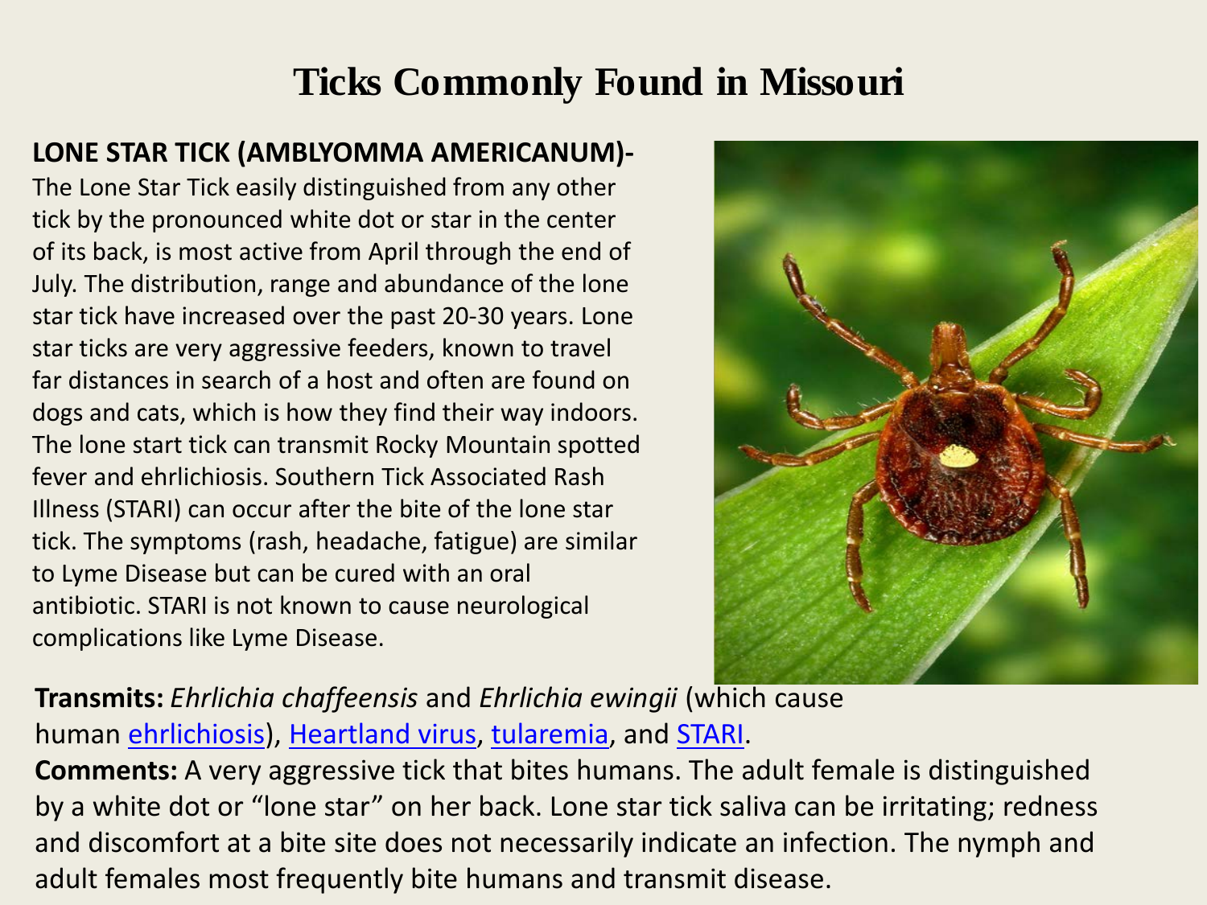# Ticks Commonly Found in Missouri

**LONE STAR TICK (AMBLYOMMA AMERICANUM)-**

The Lone Star Tick easily distinguished from any other tick by the pronounced white dot or star in the center of its back, is most active from April through the end of July. The distribution, range and abundance of the lone star tick have increased over the past 20-30 years. Lone star ticks are very aggressive feeders, known to travel far distances in search of a host and often are found on dogs and cats, which is how they find their way indoors. The lone start tick can transmit Rocky Mountain spotted fever and ehrlichiosis. Southern Tick Associated Rash Illness (STARI) can occur after the bite of the lone star tick. The symptoms (rash, headache, fatigue) are similar to Lyme Disease but can be cured with an oral antibiotic. STARI is not known to cause neurological complications like Lyme Disease.

**Transmits:** *Ehrlichia chaffeensis* and *Ehrlichia ewingii* (which cause human ehrlichiosis), Heartland virus, tularemia, and STARI.

**Comments:** A very aggressive tick that bites humans. The adult female is distinguished by a white dot or "lone star" on her back. Lone star tick saliva can be irritating; redness and discomfort at a bite site does not necessarily indicate an infection. The nymph and adult females most frequently bite humans and transmit disease.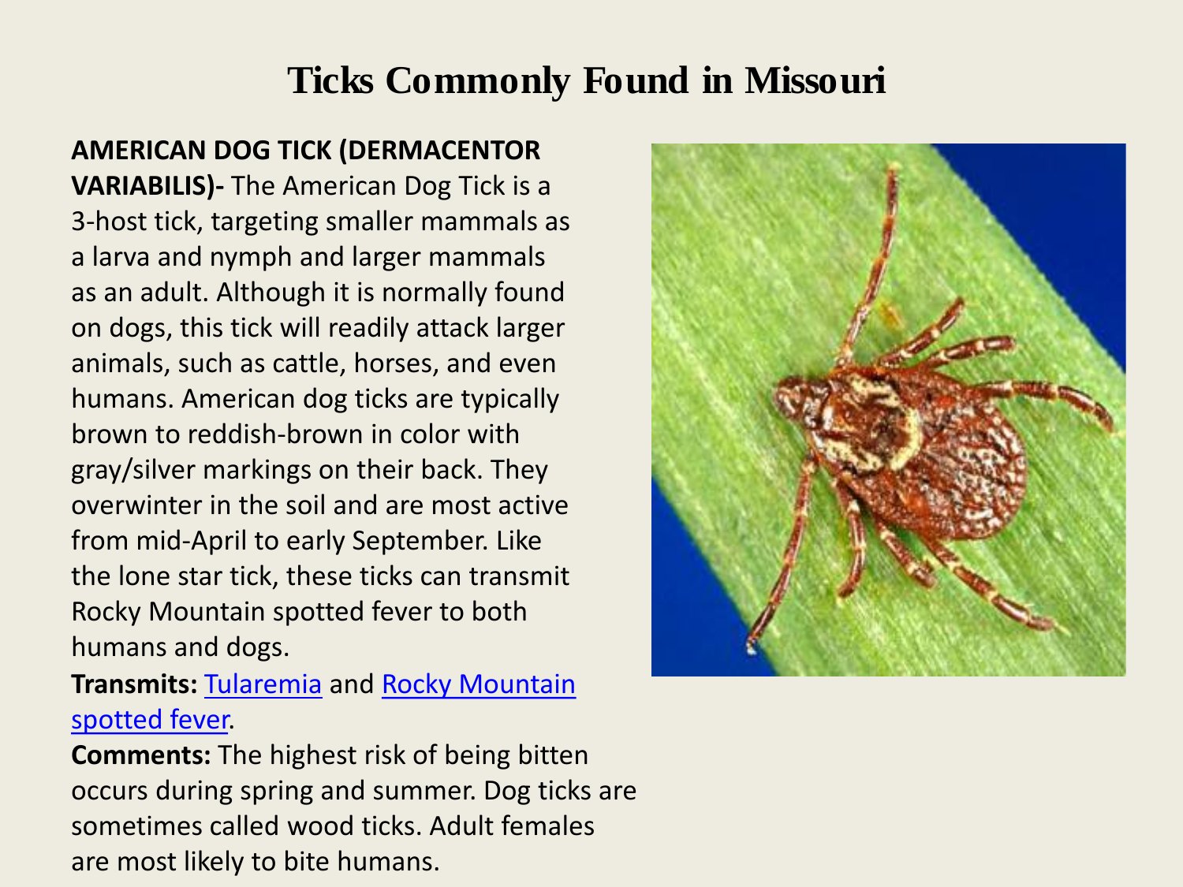# Ticks Commonly Found in Missouri

**AMERICAN DOG TICK (DERMACENTOR VARIABILIS)-** The American Dog Tick is a 3-host tick, targeting smaller mammals as a larva and nymph and larger mammals as an adult. Although it is normally found on dogs, this tick will readily attack larger animals, such as cattle, horses, and even humans. American dog ticks are typically brown to reddish-brown in color with gray/silver markings on their back. They overwinter in the soil and are most active from mid-April to early September. Like the lone star tick, these ticks can transmit Rocky Mountain spotted fever to both humans and dogs.

**Transmits:** Tularemia and Rocky Mountain spotted fever.

**Comments:** The highest risk of being bitten occurs during spring and summer. Dog ticks are sometimes called wood ticks. Adult females are most likely to bite humans.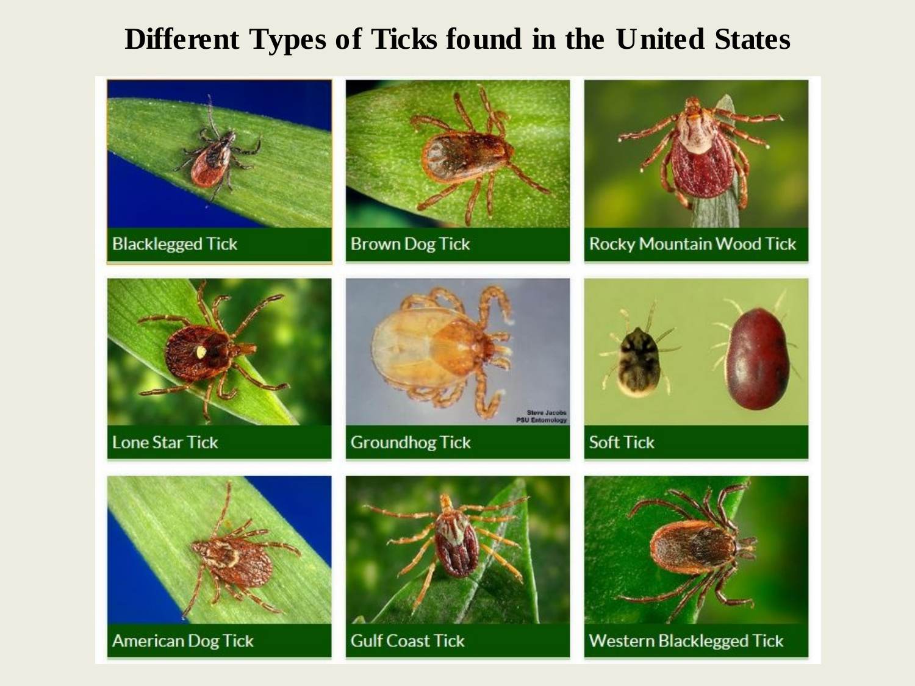# Different Types of Ticks found in the United States

Blacklegged Tick

Brown Dog Tick

Rocky Mountain Wood Tick

Lone Star Tick

Groundhog Tick

Soft Tick

American Dog Tick

Gulf Coast Tick

Western Blacklegged Tick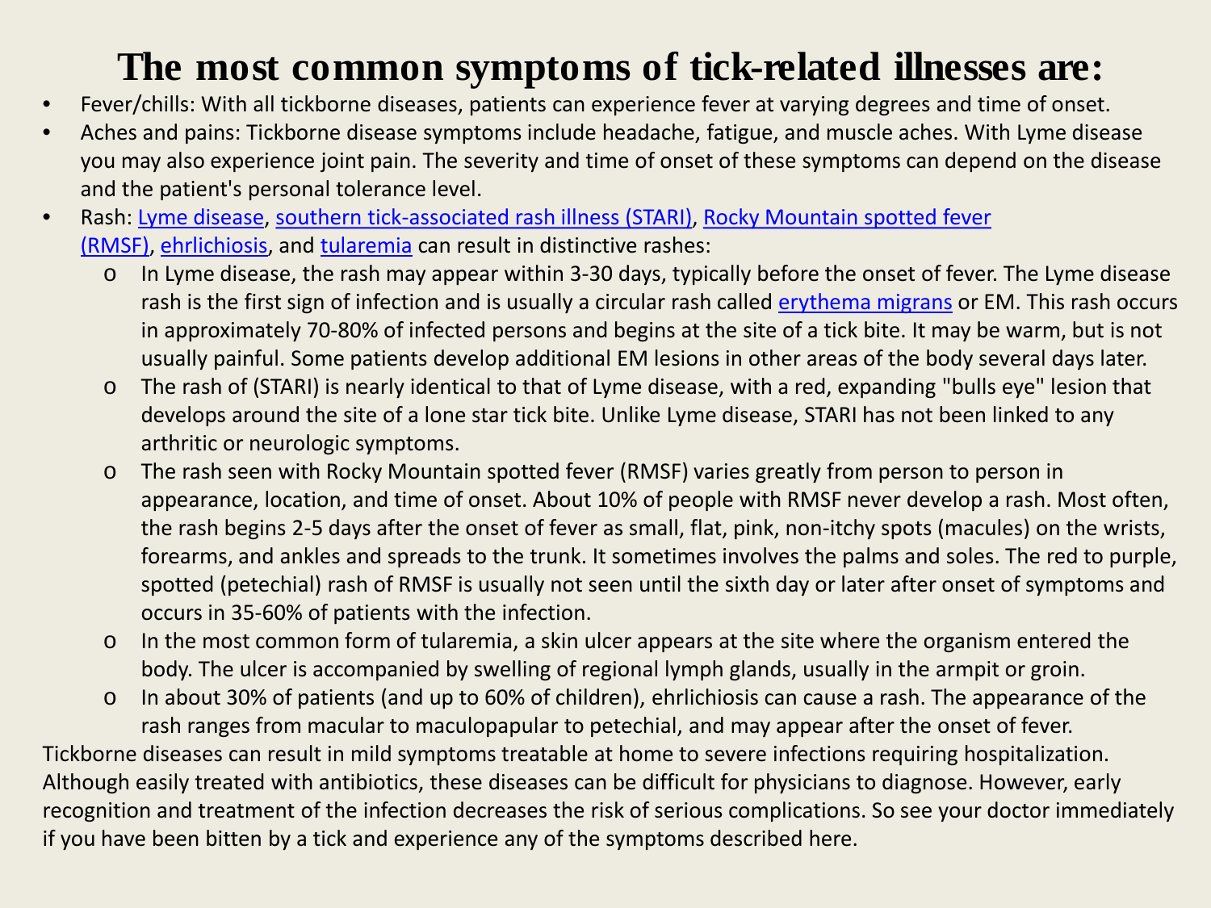# The most common symptoms of tick-related illnesses are:

- Fever/chills: With all tickborne diseases, patients can experience fever at varying degrees and time of onset.
- Aches and pains: Tickborne disease symptoms include headache, fatigue, and muscle aches. With Lyme disease you may also experience joint pain. The severity and time of onset of these symptoms can depend on the disease and the patient's personal tolerance level.
- Rash: Lyme disease, southern tick-associated rash illness (STARI), Rocky Mountain spotted fever (RMSF), ehrlichiosis, and tularemia can result in distinctive rashes:
  - In Lyme disease, the rash may appear within 3-30 days, typically before the onset of fever. The Lyme disease rash is the first sign of infection and is usually a circular rash called erythema migrans or EM. This rash occurs in approximately 70-80% of infected persons and begins at the site of a tick bite. It may be warm, but is not usually painful. Some patients develop additional EM lesions in other areas of the body several days later.
  - The rash of (STARI) is nearly identical to that of Lyme disease, with a red, expanding "bulls eye" lesion that develops around the site of a lone star tick bite. Unlike Lyme disease, STARI has not been linked to any arthritic or neurologic symptoms.
  - The rash seen with Rocky Mountain spotted fever (RMSF) varies greatly from person to person in appearance, location, and time of onset. About 10% of people with RMSF never develop a rash. Most often, the rash begins 2-5 days after the onset of fever as small, flat, pink, non-itchy spots (macules) on the wrists, forearms, and ankles and spreads to the trunk. It sometimes involves the palms and soles. The red to purple, spotted (petechial) rash of RMSF is usually not seen until the sixth day or later after onset of symptoms and occurs in 35-60% of patients with the infection.
  - In the most common form of tularemia, a skin ulcer appears at the site where the organism entered the body. The ulcer is accompanied by swelling of regional lymph glands, usually in the armpit or groin.
  - In about 30% of patients (and up to 60% of children), ehrlichiosis can cause a rash. The appearance of the rash ranges from macular to maculopapular to petechial, and may appear after the onset of fever.

Tickborne diseases can result in mild symptoms treatable at home to severe infections requiring hospitalization. Although easily treated with antibiotics, these diseases can be difficult for physicians to diagnose. However, early recognition and treatment of the infection decreases the risk of serious complications. So see your doctor immediately if you have been bitten by a tick and experience any of the symptoms described here.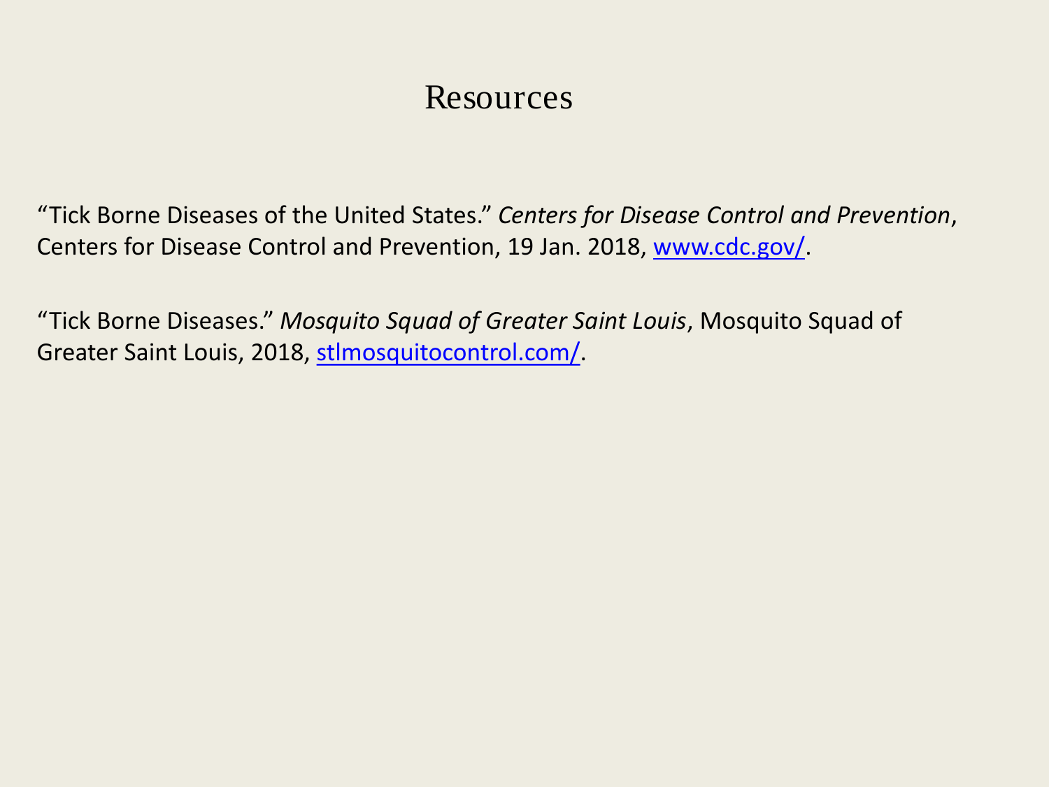# Resources

"Tick Borne Diseases of the United States." *Centers for Disease Control and Prevention*, Centers for Disease Control and Prevention, 19 Jan. 2018, www.cdc.gov/.

"Tick Borne Diseases." *Mosquito Squad of Greater Saint Louis*, Mosquito Squad of Greater Saint Louis, 2018, stlmosquitocontrol.com/.